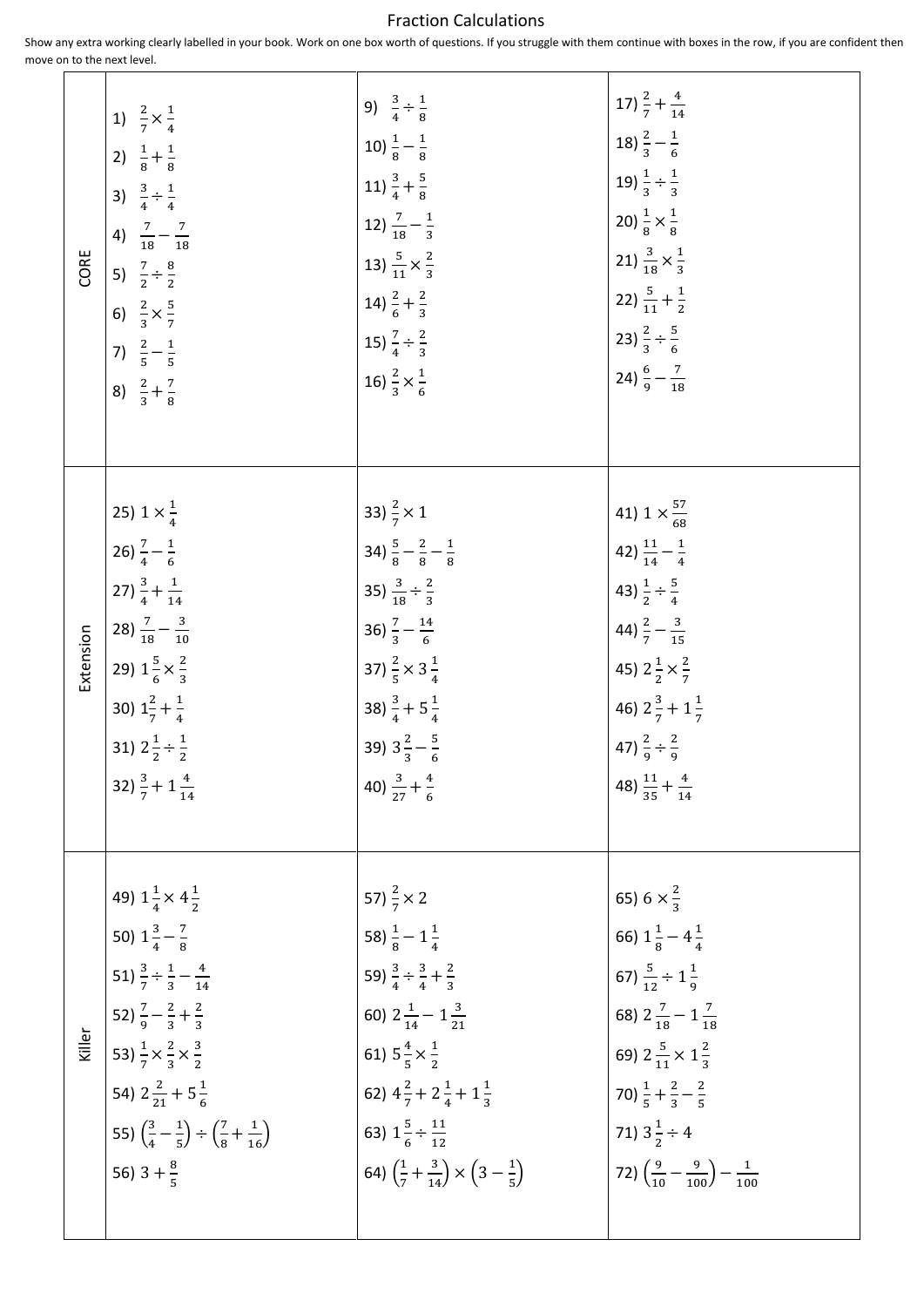# Fraction Calculations

Show any extra working clearly labelled in your book. Work on one box worth of questions. If you struggle with them continue with boxes in the row, if you are confident then move on to the next level.

| | | | |
|---|---|---|---|
| **CORE** | 1) $\frac{2}{7} \times \frac{1}{4}$<br>2) $\frac{1}{8} + \frac{1}{8}$<br>3) $\frac{3}{4} \div \frac{1}{4}$<br>4) $\frac{7}{18} - \frac{7}{18}$<br>5) $\frac{7}{2} \div \frac{8}{2}$<br>6) $\frac{2}{3} \times \frac{5}{7}$<br>7) $\frac{2}{5} - \frac{1}{5}$<br>8) $\frac{2}{3} + \frac{7}{8}$ | 9) $\frac{3}{4} \div \frac{1}{8}$<br>10) $\frac{1}{8} - \frac{1}{8}$<br>11) $\frac{3}{4} + \frac{5}{8}$<br>12) $\frac{7}{18} - \frac{1}{3}$<br>13) $\frac{5}{11} \times \frac{2}{3}$<br>14) $\frac{2}{6} + \frac{2}{3}$<br>15) $\frac{7}{4} \div \frac{2}{3}$<br>16) $\frac{2}{3} \times \frac{1}{6}$ | 17) $\frac{2}{7} + \frac{4}{14}$<br>18) $\frac{2}{3} - \frac{1}{6}$<br>19) $\frac{1}{3} \div \frac{1}{3}$<br>20) $\frac{1}{8} \times \frac{1}{8}$<br>21) $\frac{3}{18} \times \frac{1}{3}$<br>22) $\frac{5}{11} + \frac{1}{2}$<br>23) $\frac{2}{3} \div \frac{5}{6}$<br>24) $\frac{6}{9} - \frac{7}{18}$ |
| **Extension** | 25) $1 \times \frac{1}{4}$<br>26) $\frac{7}{4} - \frac{1}{6}$<br>27) $\frac{3}{4} + \frac{1}{14}$<br>28) $\frac{7}{18} - \frac{3}{10}$<br>29) $1\frac{5}{6} \times \frac{2}{3}$<br>30) $1\frac{2}{7} + \frac{1}{4}$<br>31) $2\frac{1}{2} \div \frac{1}{2}$<br>32) $\frac{3}{7} + 1\frac{4}{14}$ | 33) $\frac{2}{7} \times 1$<br>34) $\frac{5}{8} - \frac{2}{8} - \frac{1}{8}$<br>35) $\frac{3}{18} \div \frac{2}{3}$<br>36) $\frac{7}{3} - \frac{14}{6}$<br>37) $\frac{2}{5} \times 3\frac{1}{4}$<br>38) $\frac{3}{4} + 5\frac{1}{4}$<br>39) $3\frac{2}{3} - \frac{5}{6}$<br>40) $\frac{3}{27} + \frac{4}{6}$ | 41) $1 \times \frac{57}{68}$<br>42) $\frac{11}{14} - \frac{1}{4}$<br>43) $\frac{1}{2} \div \frac{5}{4}$<br>44) $\frac{2}{7} - \frac{3}{15}$<br>45) $2\frac{1}{2} \times \frac{2}{7}$<br>46) $2\frac{3}{7} + 1\frac{1}{7}$<br>47) $\frac{2}{9} \div \frac{2}{9}$<br>48) $\frac{11}{35} + \frac{4}{14}$ |
| **Killer** | 49) $1\frac{1}{4} \times 4\frac{1}{2}$<br>50) $1\frac{3}{4} - \frac{7}{8}$<br>51) $\frac{3}{7} \div \frac{1}{3} - \frac{4}{14}$<br>52) $\frac{7}{9} - \frac{2}{3} + \frac{2}{3}$<br>53) $\frac{1}{7} \times \frac{2}{3} \times \frac{3}{2}$<br>54) $2\frac{2}{21} + 5\frac{1}{6}$<br>55) $\left(\frac{3}{4} - \frac{1}{5}\right) \div \left(\frac{7}{8} + \frac{1}{16}\right)$<br>56) $3 + \frac{8}{5}$ | 57) $\frac{2}{7} \times 2$<br>58) $\frac{1}{8} - 1\frac{1}{4}$<br>59) $\frac{3}{4} \div \frac{3}{4} + \frac{2}{3}$<br>60) $2\frac{1}{14} - 1\frac{3}{21}$<br>61) $5\frac{4}{5} \times \frac{1}{2}$<br>62) $4\frac{2}{7} + 2\frac{1}{4} + 1\frac{1}{3}$<br>63) $1\frac{5}{6} \div \frac{11}{12}$<br>64) $\left(\frac{1}{7} + \frac{3}{14}\right) \times \left(3 - \frac{1}{5}\right)$ | 65) $6 \times \frac{2}{3}$<br>66) $1\frac{1}{8} - 4\frac{1}{4}$<br>67) $\frac{5}{12} \div 1\frac{1}{9}$<br>68) $2\frac{7}{18} - 1\frac{7}{18}$<br>69) $2\frac{5}{11} \times 1\frac{2}{3}$<br>70) $\frac{1}{5} + \frac{2}{3} - \frac{2}{5}$<br>71) $3\frac{1}{2} \div 4$<br>72) $\left(\frac{9}{10} - \frac{9}{100}\right) - \frac{1}{100}$ |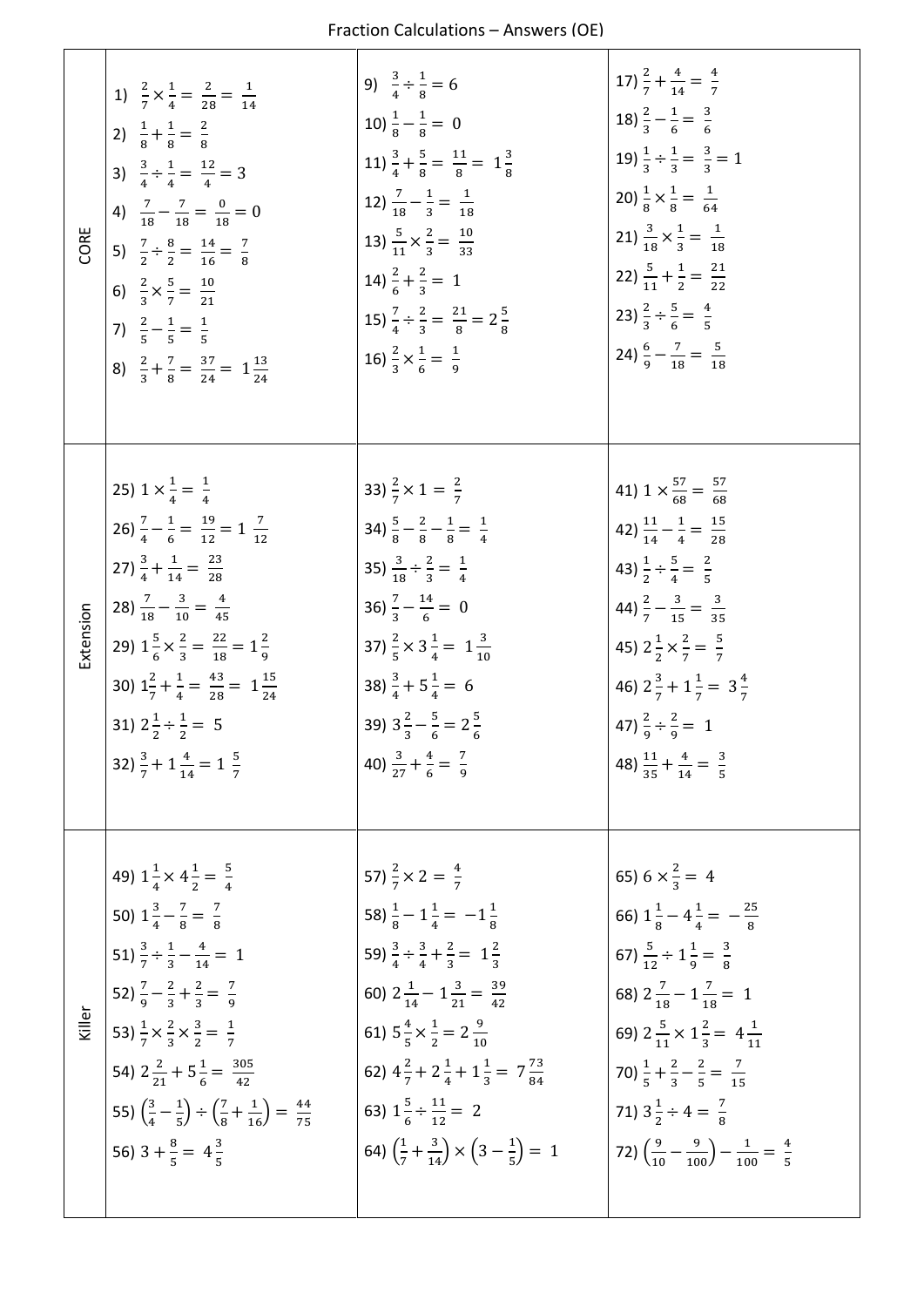# Fraction Calculations – Answers (OE)

| | | | |
|---|---|---|---|
| CORE | 1) $\frac{2}{7} \times \frac{1}{4} = \frac{2}{28} = \frac{1}{14}$<br>2) $\frac{1}{8} + \frac{1}{8} = \frac{2}{8}$<br>3) $\frac{3}{4} \div \frac{1}{4} = \frac{12}{4} = 3$<br>4) $\frac{7}{18} - \frac{7}{18} = \frac{0}{18} = 0$<br>5) $\frac{7}{2} \div \frac{8}{2} = \frac{14}{16} = \frac{7}{8}$<br>6) $\frac{2}{3} \times \frac{5}{7} = \frac{10}{21}$<br>7) $\frac{2}{5} - \frac{1}{5} = \frac{1}{5}$<br>8) $\frac{2}{3} + \frac{7}{8} = \frac{37}{24} = 1\frac{13}{24}$ | 9) $\frac{3}{4} \div \frac{1}{8} = 6$<br>10) $\frac{1}{8} - \frac{1}{8} = 0$<br>11) $\frac{3}{4} + \frac{5}{8} = \frac{11}{8} = 1\frac{3}{8}$<br>12) $\frac{7}{18} - \frac{1}{3} = \frac{1}{18}$<br>13) $\frac{5}{11} \times \frac{2}{3} = \frac{10}{33}$<br>14) $\frac{2}{6} + \frac{2}{3} = 1$<br>15) $\frac{7}{4} \div \frac{2}{3} = \frac{21}{8} = 2\frac{5}{8}$<br>16) $\frac{2}{3} \times \frac{1}{6} = \frac{1}{9}$ | 17) $\frac{2}{7} + \frac{4}{14} = \frac{4}{7}$<br>18) $\frac{2}{3} - \frac{1}{6} = \frac{3}{6}$<br>19) $\frac{1}{3} \div \frac{1}{3} = \frac{3}{3} = 1$<br>20) $\frac{1}{8} \times \frac{1}{8} = \frac{1}{64}$<br>21) $\frac{3}{18} \times \frac{1}{3} = \frac{1}{18}$<br>22) $\frac{5}{11} + \frac{1}{2} = \frac{21}{22}$<br>23) $\frac{2}{3} \div \frac{5}{6} = \frac{4}{5}$<br>24) $\frac{6}{9} - \frac{7}{18} = \frac{5}{18}$ |
| Extension | 25) $1 \times \frac{1}{4} = \frac{1}{4}$<br>26) $\frac{7}{4} - \frac{1}{6} = \frac{19}{12} = 1\ \frac{7}{12}$<br>27) $\frac{3}{4} + \frac{1}{14} = \frac{23}{28}$<br>28) $\frac{7}{18} - \frac{3}{10} = \frac{4}{45}$<br>29) $1\frac{5}{6} \times \frac{2}{3} = \frac{22}{18} = 1\frac{2}{9}$<br>30) $1\frac{2}{7} + \frac{1}{4} = \frac{43}{28} = 1\frac{15}{24}$<br>31) $2\frac{1}{2} \div \frac{1}{2} = 5$<br>32) $\frac{3}{7} + 1\frac{4}{14} = 1\ \frac{5}{7}$ | 33) $\frac{2}{7} \times 1 = \frac{2}{7}$<br>34) $\frac{5}{8} - \frac{2}{8} - \frac{1}{8} = \frac{1}{4}$<br>35) $\frac{3}{18} \div \frac{2}{3} = \frac{1}{4}$<br>36) $\frac{7}{3} - \frac{14}{6} = 0$<br>37) $\frac{2}{5} \times 3\frac{1}{4} = 1\frac{3}{10}$<br>38) $\frac{3}{4} + 5\frac{1}{4} = 6$<br>39) $3\frac{2}{3} - \frac{5}{6} = 2\frac{5}{6}$<br>40) $\frac{3}{27} + \frac{4}{6} = \frac{7}{9}$ | 41) $1 \times \frac{57}{68} = \frac{57}{68}$<br>42) $\frac{11}{14} - \frac{1}{4} = \frac{15}{28}$<br>43) $\frac{1}{2} \div \frac{5}{4} = \frac{2}{5}$<br>44) $\frac{2}{7} - \frac{3}{15} = \frac{3}{35}$<br>45) $2\frac{1}{2} \times \frac{2}{7} = \frac{5}{7}$<br>46) $2\frac{3}{7} + 1\frac{1}{7} = 3\frac{4}{7}$<br>47) $\frac{2}{9} \div \frac{2}{9} = 1$<br>48) $\frac{11}{35} + \frac{4}{14} = \frac{3}{5}$ |
| Killer | 49) $1\frac{1}{4} \times 4\frac{1}{2} = \frac{5}{4}$<br>50) $1\frac{3}{4} - \frac{7}{8} = \frac{7}{8}$<br>51) $\frac{3}{7} \div \frac{1}{3} - \frac{4}{14} = 1$<br>52) $\frac{7}{9} - \frac{2}{3} + \frac{2}{3} = \frac{7}{9}$<br>53) $\frac{1}{7} \times \frac{2}{3} \times \frac{3}{2} = \frac{1}{7}$<br>54) $2\frac{2}{21} + 5\frac{1}{6} = \frac{305}{42}$<br>55) $\left(\frac{3}{4} - \frac{1}{5}\right) \div \left(\frac{7}{8} + \frac{1}{16}\right) = \frac{44}{75}$<br>56) $3 + \frac{8}{5} = 4\frac{3}{5}$ | 57) $\frac{2}{7} \times 2 = \frac{4}{7}$<br>58) $\frac{1}{8} - 1\frac{1}{4} = -1\frac{1}{8}$<br>59) $\frac{3}{4} \div \frac{3}{4} + \frac{2}{3} = 1\frac{2}{3}$<br>60) $2\frac{1}{14} - 1\frac{3}{21} = \frac{39}{42}$<br>61) $5\frac{4}{5} \times \frac{1}{2} = 2\frac{9}{10}$<br>62) $4\frac{2}{7} + 2\frac{1}{4} + 1\frac{1}{3} = 7\frac{73}{84}$<br>63) $1\frac{5}{6} \div \frac{11}{12} = 2$<br>64) $\left(\frac{1}{7} + \frac{3}{14}\right) \times \left(3 - \frac{1}{5}\right) = 1$ | 65) $6 \times \frac{2}{3} = 4$<br>66) $1\frac{1}{8} - 4\frac{1}{4} = -\frac{25}{8}$<br>67) $\frac{5}{12} \div 1\frac{1}{9} = \frac{3}{8}$<br>68) $2\frac{7}{18} - 1\frac{7}{18} = 1$<br>69) $2\frac{5}{11} \times 1\frac{2}{3} = 4\frac{1}{11}$<br>70) $\frac{1}{5} + \frac{2}{3} - \frac{2}{5} = \frac{7}{15}$<br>71) $3\frac{1}{2} \div 4 = \frac{7}{8}$<br>72) $\left(\frac{9}{10} - \frac{9}{100}\right) - \frac{1}{100} = \frac{4}{5}$ |